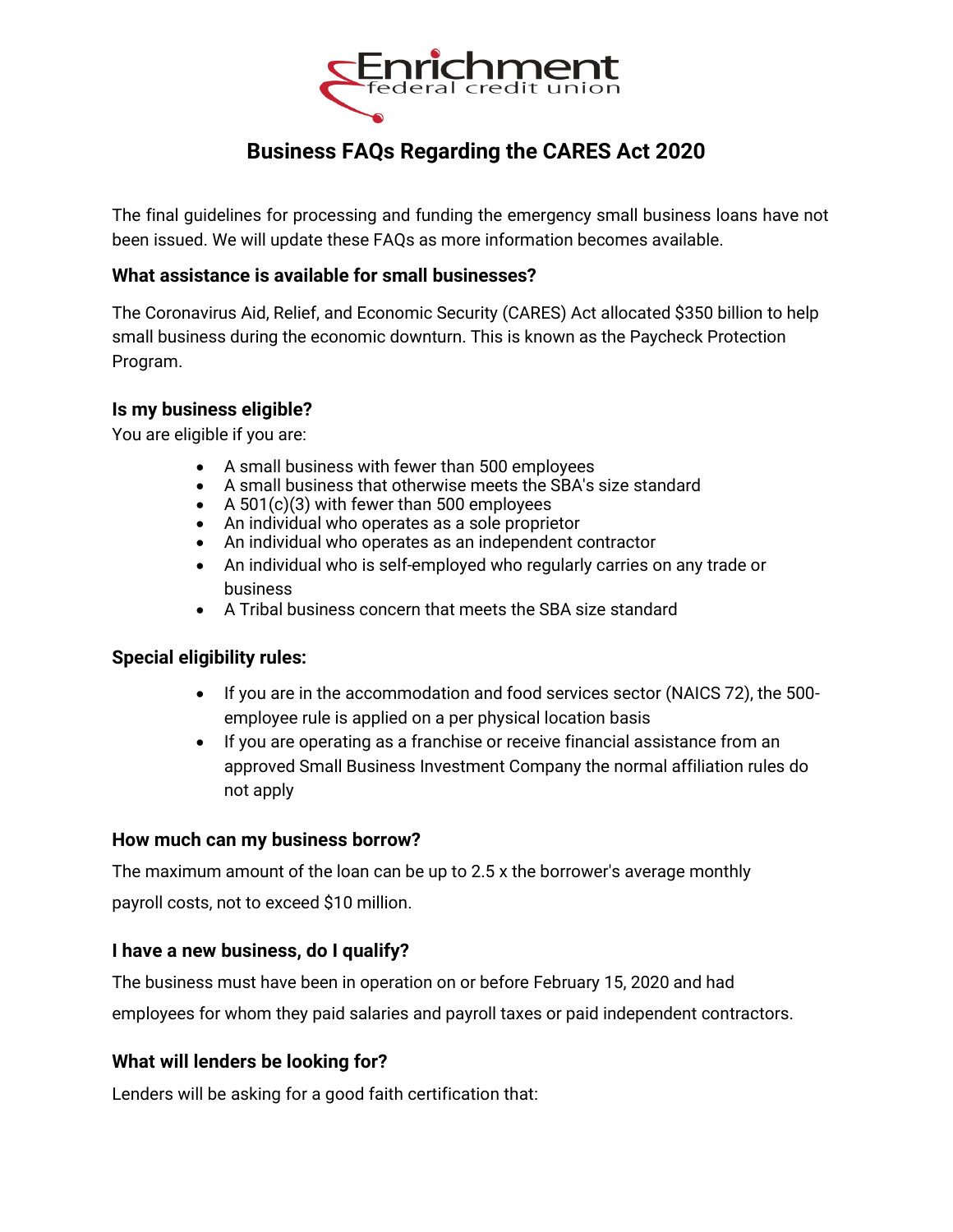Enrichment federal credit union

# Business FAQs Regarding the CARES Act 2020

The final guidelines for processing and funding the emergency small business loans have not been issued. We will update these FAQs as more information becomes available.

### What assistance is available for small businesses?

The Coronavirus Aid, Relief, and Economic Security (CARES) Act allocated $350 billion to help small business during the economic downturn. This is known as the Paycheck Protection Program.

### Is my business eligible?

You are eligible if you are:

- A small business with fewer than 500 employees
- A small business that otherwise meets the SBA's size standard
- A 501(c)(3) with fewer than 500 employees
- An individual who operates as a sole proprietor
- An individual who operates as an independent contractor
- An individual who is self-employed who regularly carries on any trade or business
- A Tribal business concern that meets the SBA size standard

### Special eligibility rules:

- If you are in the accommodation and food services sector (NAICS 72), the 500-employee rule is applied on a per physical location basis
- If you are operating as a franchise or receive financial assistance from an approved Small Business Investment Company the normal affiliation rules do not apply

### How much can my business borrow?

The maximum amount of the loan can be up to 2.5 x the borrower's average monthly payroll costs, not to exceed $10 million.

### I have a new business, do I qualify?

The business must have been in operation on or before February 15, 2020 and had employees for whom they paid salaries and payroll taxes or paid independent contractors.

### What will lenders be looking for?

Lenders will be asking for a good faith certification that: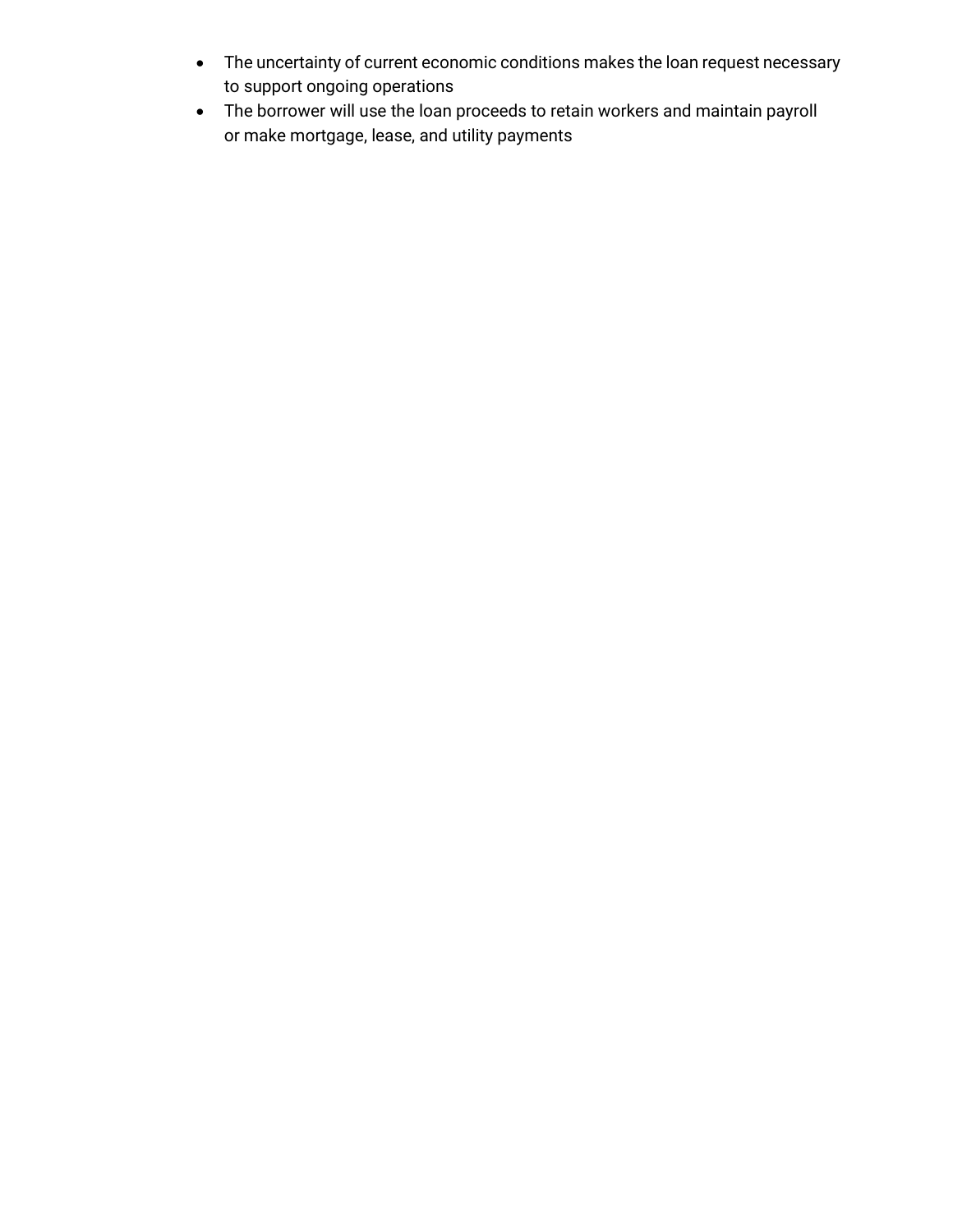- The uncertainty of current economic conditions makes the loan request necessary to support ongoing operations
- The borrower will use the loan proceeds to retain workers and maintain payroll or make mortgage, lease, and utility payments